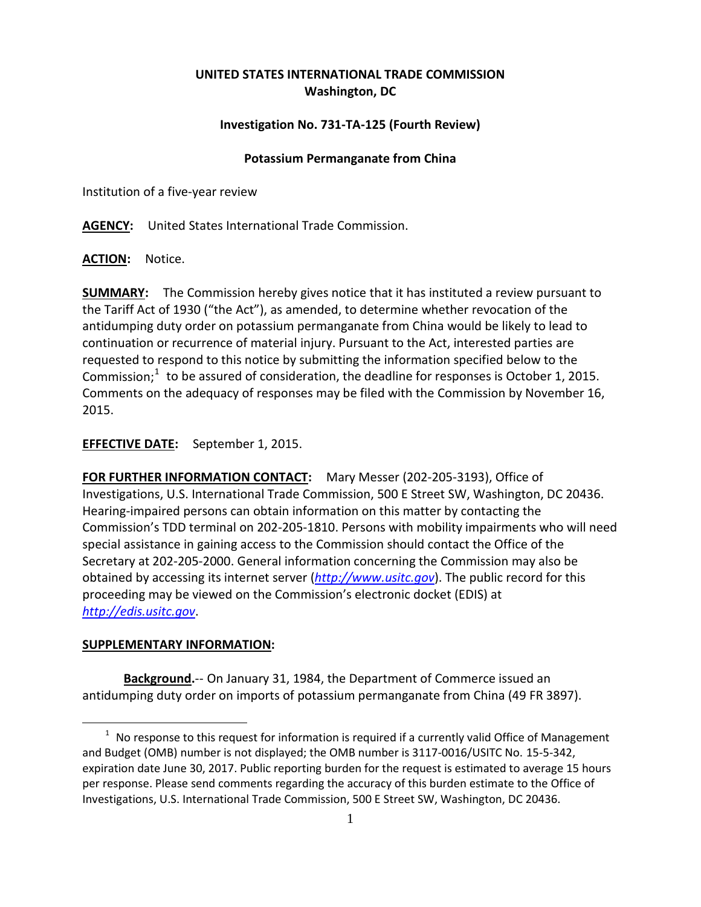**UNITED STATES INTERNATIONAL TRADE COMMISSION**
**Washington, DC**

**Investigation No. 731-TA-125 (Fourth Review)**

**Potassium Permanganate from China**

Institution of a five-year review

**AGENCY:** United States International Trade Commission.

**ACTION:** Notice.

**SUMMARY:** The Commission hereby gives notice that it has instituted a review pursuant to the Tariff Act of 1930 ("the Act"), as amended, to determine whether revocation of the antidumping duty order on potassium permanganate from China would be likely to lead to continuation or recurrence of material injury. Pursuant to the Act, interested parties are requested to respond to this notice by submitting the information specified below to the Commission;[1] to be assured of consideration, the deadline for responses is October 1, 2015. Comments on the adequacy of responses may be filed with the Commission by November 16, 2015.

**EFFECTIVE DATE:** September 1, 2015.

**FOR FURTHER INFORMATION CONTACT:** Mary Messer (202-205-3193), Office of Investigations, U.S. International Trade Commission, 500 E Street SW, Washington, DC 20436. Hearing-impaired persons can obtain information on this matter by contacting the Commission's TDD terminal on 202-205-1810. Persons with mobility impairments who will need special assistance in gaining access to the Commission should contact the Office of the Secretary at 202-205-2000. General information concerning the Commission may also be obtained by accessing its internet server (*http://www.usitc.gov*). The public record for this proceeding may be viewed on the Commission's electronic docket (EDIS) at *http://edis.usitc.gov*.

**SUPPLEMENTARY INFORMATION:**

**Background.**-- On January 31, 1984, the Department of Commerce issued an antidumping duty order on imports of potassium permanganate from China (49 FR 3897).

[1] No response to this request for information is required if a currently valid Office of Management and Budget (OMB) number is not displayed; the OMB number is 3117-0016/USITC No. 15-5-342, expiration date June 30, 2017. Public reporting burden for the request is estimated to average 15 hours per response. Please send comments regarding the accuracy of this burden estimate to the Office of Investigations, U.S. International Trade Commission, 500 E Street SW, Washington, DC 20436.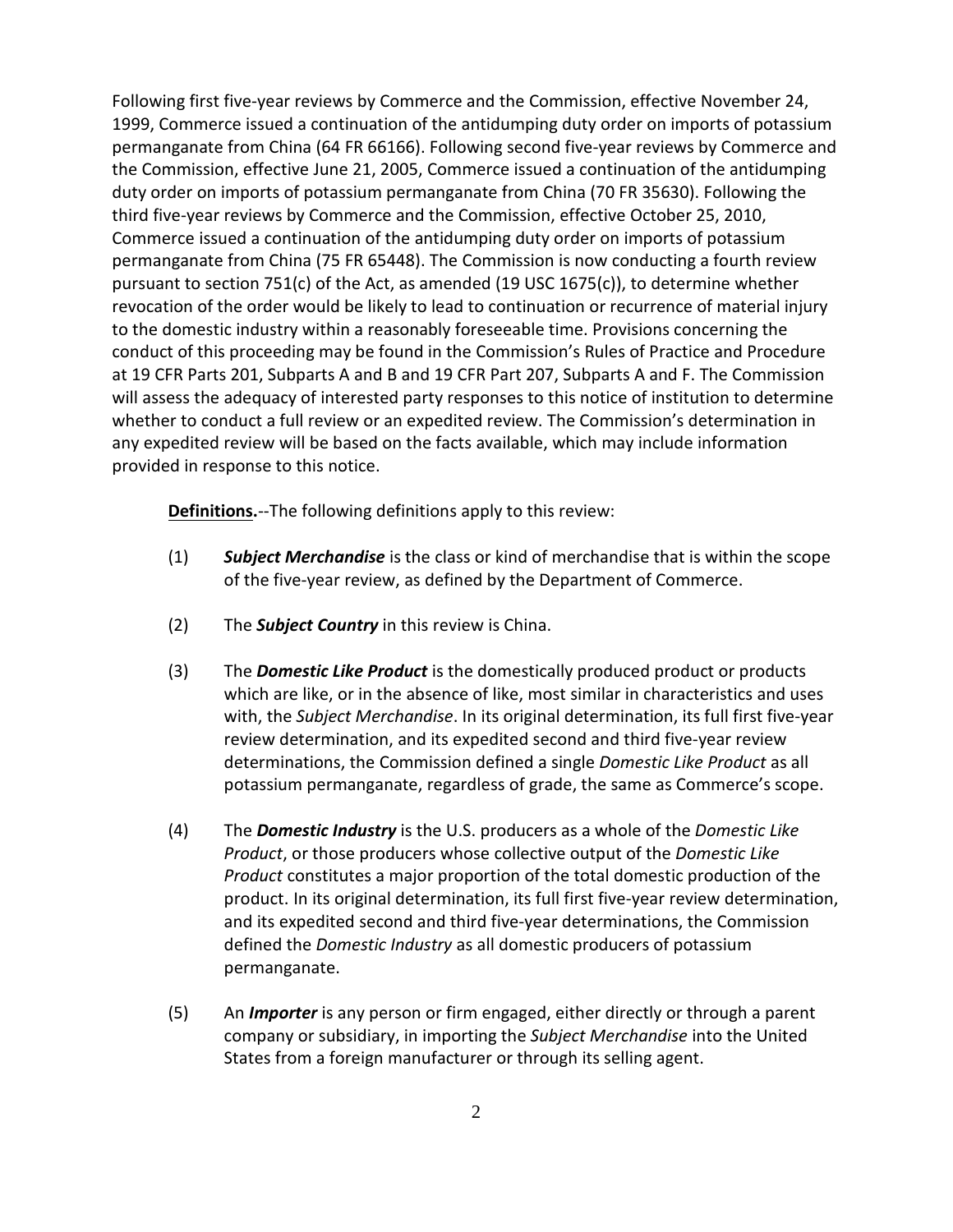Following first five-year reviews by Commerce and the Commission, effective November 24, 1999, Commerce issued a continuation of the antidumping duty order on imports of potassium permanganate from China (64 FR 66166). Following second five-year reviews by Commerce and the Commission, effective June 21, 2005, Commerce issued a continuation of the antidumping duty order on imports of potassium permanganate from China (70 FR 35630). Following the third five-year reviews by Commerce and the Commission, effective October 25, 2010, Commerce issued a continuation of the antidumping duty order on imports of potassium permanganate from China (75 FR 65448). The Commission is now conducting a fourth review pursuant to section 751(c) of the Act, as amended (19 USC 1675(c)), to determine whether revocation of the order would be likely to lead to continuation or recurrence of material injury to the domestic industry within a reasonably foreseeable time. Provisions concerning the conduct of this proceeding may be found in the Commission's Rules of Practice and Procedure at 19 CFR Parts 201, Subparts A and B and 19 CFR Part 207, Subparts A and F. The Commission will assess the adequacy of interested party responses to this notice of institution to determine whether to conduct a full review or an expedited review. The Commission's determination in any expedited review will be based on the facts available, which may include information provided in response to this notice.

**Definitions.**--The following definitions apply to this review:

(1) ***Subject Merchandise*** is the class or kind of merchandise that is within the scope of the five-year review, as defined by the Department of Commerce.

(2) The ***Subject Country*** in this review is China.

(3) The ***Domestic Like Product*** is the domestically produced product or products which are like, or in the absence of like, most similar in characteristics and uses with, the *Subject Merchandise*. In its original determination, its full first five-year review determination, and its expedited second and third five-year review determinations, the Commission defined a single *Domestic Like Product* as all potassium permanganate, regardless of grade, the same as Commerce's scope.

(4) The ***Domestic Industry*** is the U.S. producers as a whole of the *Domestic Like Product*, or those producers whose collective output of the *Domestic Like Product* constitutes a major proportion of the total domestic production of the product. In its original determination, its full first five-year review determination, and its expedited second and third five-year determinations, the Commission defined the *Domestic Industry* as all domestic producers of potassium permanganate.

(5) An ***Importer*** is any person or firm engaged, either directly or through a parent company or subsidiary, in importing the *Subject Merchandise* into the United States from a foreign manufacturer or through its selling agent.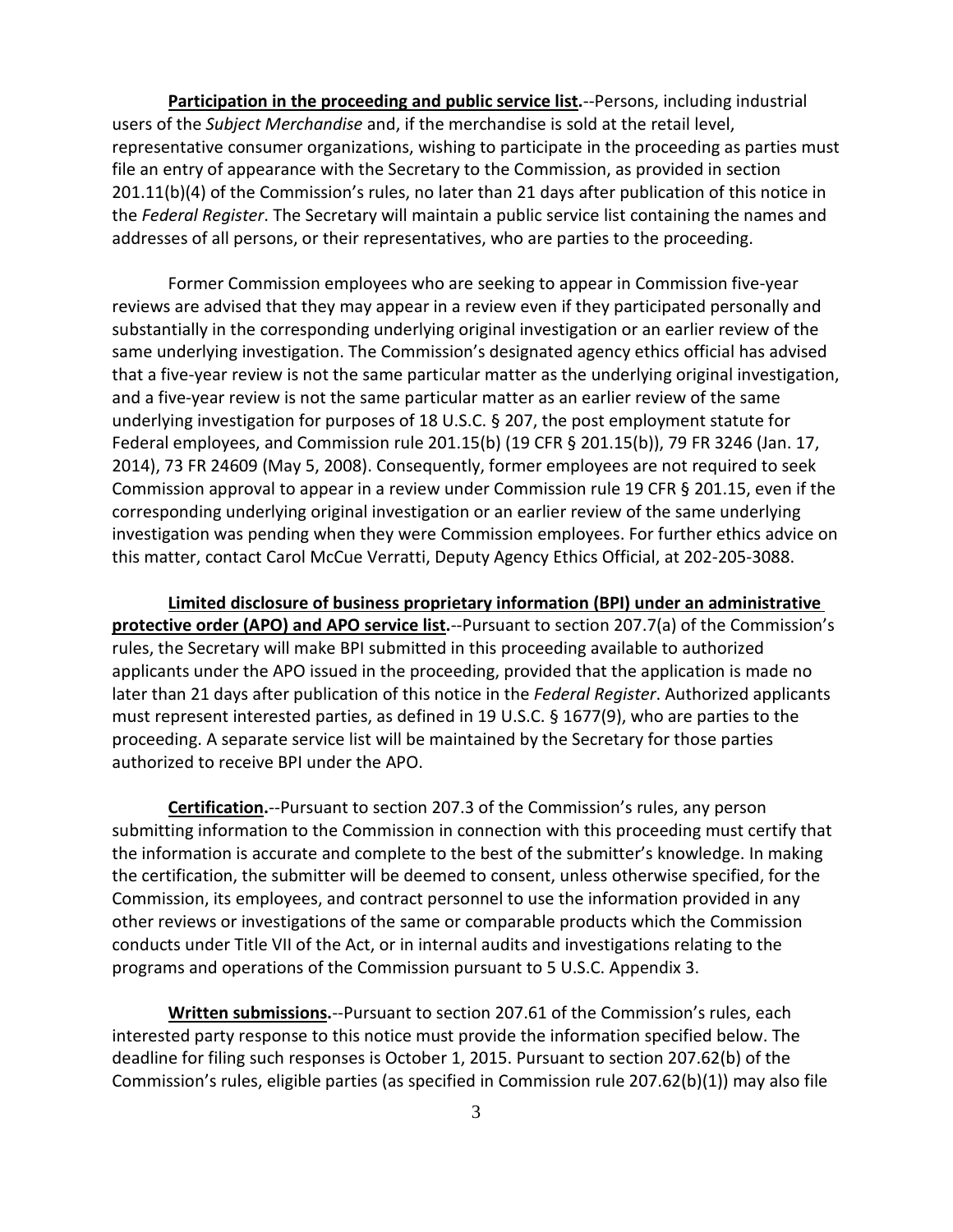**Participation in the proceeding and public service list.**--Persons, including industrial users of the *Subject Merchandise* and, if the merchandise is sold at the retail level, representative consumer organizations, wishing to participate in the proceeding as parties must file an entry of appearance with the Secretary to the Commission, as provided in section 201.11(b)(4) of the Commission's rules, no later than 21 days after publication of this notice in the *Federal Register*. The Secretary will maintain a public service list containing the names and addresses of all persons, or their representatives, who are parties to the proceeding.

Former Commission employees who are seeking to appear in Commission five-year reviews are advised that they may appear in a review even if they participated personally and substantially in the corresponding underlying original investigation or an earlier review of the same underlying investigation. The Commission's designated agency ethics official has advised that a five-year review is not the same particular matter as the underlying original investigation, and a five-year review is not the same particular matter as an earlier review of the same underlying investigation for purposes of 18 U.S.C. § 207, the post employment statute for Federal employees, and Commission rule 201.15(b) (19 CFR § 201.15(b)), 79 FR 3246 (Jan. 17, 2014), 73 FR 24609 (May 5, 2008). Consequently, former employees are not required to seek Commission approval to appear in a review under Commission rule 19 CFR § 201.15, even if the corresponding underlying original investigation or an earlier review of the same underlying investigation was pending when they were Commission employees. For further ethics advice on this matter, contact Carol McCue Verratti, Deputy Agency Ethics Official, at 202-205-3088.

**Limited disclosure of business proprietary information (BPI) under an administrative protective order (APO) and APO service list.**--Pursuant to section 207.7(a) of the Commission's rules, the Secretary will make BPI submitted in this proceeding available to authorized applicants under the APO issued in the proceeding, provided that the application is made no later than 21 days after publication of this notice in the *Federal Register*. Authorized applicants must represent interested parties, as defined in 19 U.S.C. § 1677(9), who are parties to the proceeding. A separate service list will be maintained by the Secretary for those parties authorized to receive BPI under the APO.

**Certification.**--Pursuant to section 207.3 of the Commission's rules, any person submitting information to the Commission in connection with this proceeding must certify that the information is accurate and complete to the best of the submitter's knowledge. In making the certification, the submitter will be deemed to consent, unless otherwise specified, for the Commission, its employees, and contract personnel to use the information provided in any other reviews or investigations of the same or comparable products which the Commission conducts under Title VII of the Act, or in internal audits and investigations relating to the programs and operations of the Commission pursuant to 5 U.S.C. Appendix 3.

**Written submissions.**--Pursuant to section 207.61 of the Commission's rules, each interested party response to this notice must provide the information specified below. The deadline for filing such responses is October 1, 2015. Pursuant to section 207.62(b) of the Commission's rules, eligible parties (as specified in Commission rule 207.62(b)(1)) may also file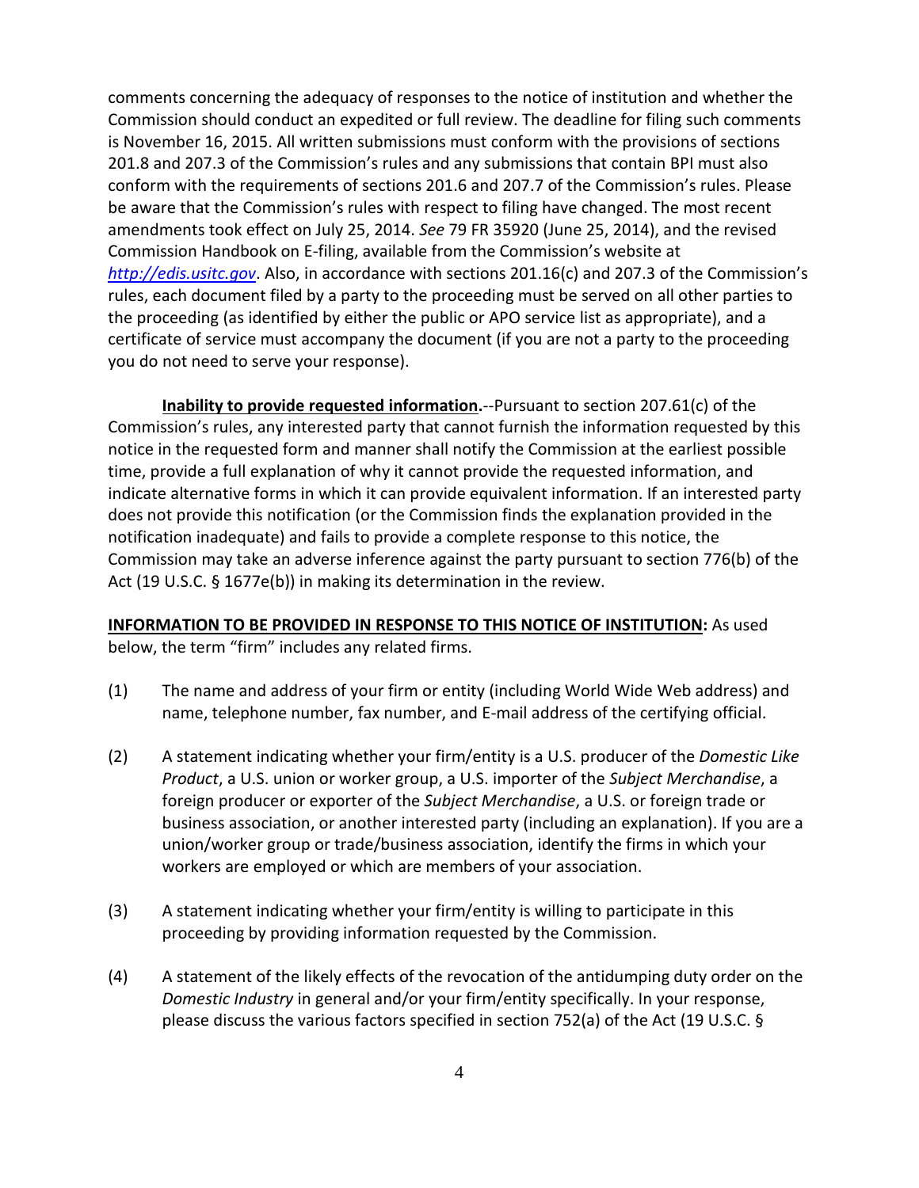comments concerning the adequacy of responses to the notice of institution and whether the Commission should conduct an expedited or full review. The deadline for filing such comments is November 16, 2015. All written submissions must conform with the provisions of sections 201.8 and 207.3 of the Commission's rules and any submissions that contain BPI must also conform with the requirements of sections 201.6 and 207.7 of the Commission's rules. Please be aware that the Commission's rules with respect to filing have changed. The most recent amendments took effect on July 25, 2014. *See* 79 FR 35920 (June 25, 2014), and the revised Commission Handbook on E-filing, available from the Commission's website at *http://edis.usitc.gov*. Also, in accordance with sections 201.16(c) and 207.3 of the Commission's rules, each document filed by a party to the proceeding must be served on all other parties to the proceeding (as identified by either the public or APO service list as appropriate), and a certificate of service must accompany the document (if you are not a party to the proceeding you do not need to serve your response).

**Inability to provide requested information.**--Pursuant to section 207.61(c) of the Commission's rules, any interested party that cannot furnish the information requested by this notice in the requested form and manner shall notify the Commission at the earliest possible time, provide a full explanation of why it cannot provide the requested information, and indicate alternative forms in which it can provide equivalent information. If an interested party does not provide this notification (or the Commission finds the explanation provided in the notification inadequate) and fails to provide a complete response to this notice, the Commission may take an adverse inference against the party pursuant to section 776(b) of the Act (19 U.S.C. § 1677e(b)) in making its determination in the review.

**INFORMATION TO BE PROVIDED IN RESPONSE TO THIS NOTICE OF INSTITUTION:** As used below, the term "firm" includes any related firms.

(1) The name and address of your firm or entity (including World Wide Web address) and name, telephone number, fax number, and E-mail address of the certifying official.

(2) A statement indicating whether your firm/entity is a U.S. producer of the *Domestic Like Product*, a U.S. union or worker group, a U.S. importer of the *Subject Merchandise*, a foreign producer or exporter of the *Subject Merchandise*, a U.S. or foreign trade or business association, or another interested party (including an explanation). If you are a union/worker group or trade/business association, identify the firms in which your workers are employed or which are members of your association.

(3) A statement indicating whether your firm/entity is willing to participate in this proceeding by providing information requested by the Commission.

(4) A statement of the likely effects of the revocation of the antidumping duty order on the *Domestic Industry* in general and/or your firm/entity specifically. In your response, please discuss the various factors specified in section 752(a) of the Act (19 U.S.C. §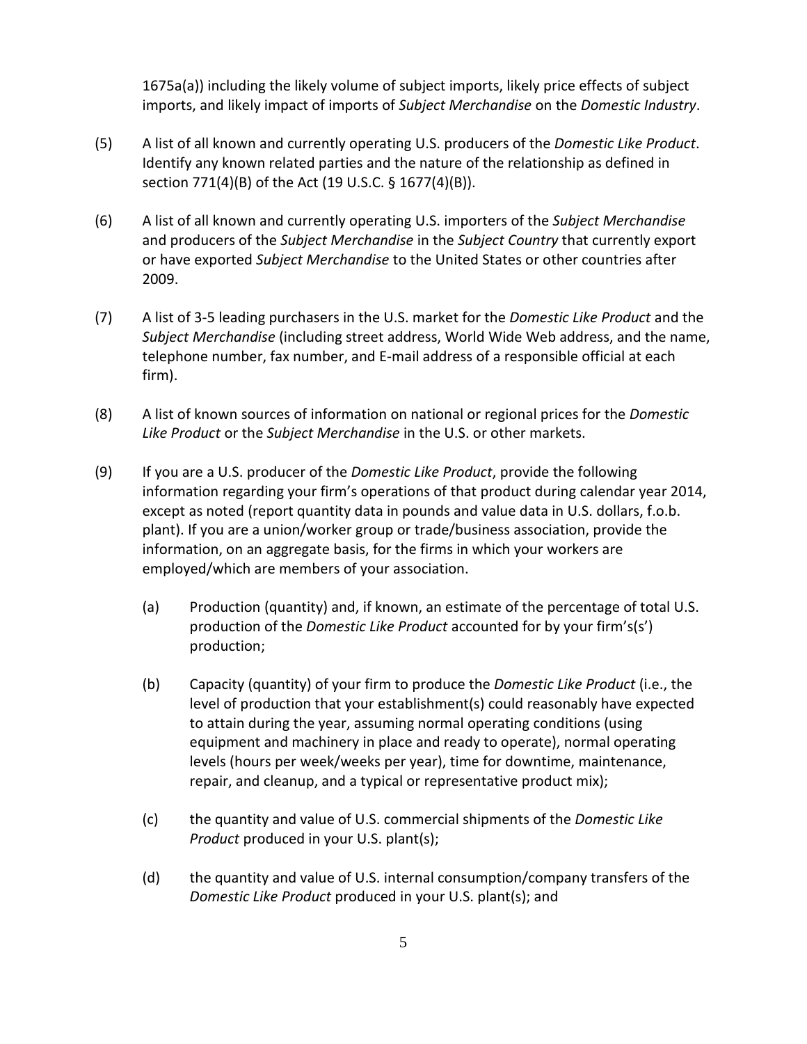1675a(a)) including the likely volume of subject imports, likely price effects of subject imports, and likely impact of imports of *Subject Merchandise* on the *Domestic Industry*.

(5) A list of all known and currently operating U.S. producers of the *Domestic Like Product*. Identify any known related parties and the nature of the relationship as defined in section 771(4)(B) of the Act (19 U.S.C. § 1677(4)(B)).

(6) A list of all known and currently operating U.S. importers of the *Subject Merchandise* and producers of the *Subject Merchandise* in the *Subject Country* that currently export or have exported *Subject Merchandise* to the United States or other countries after 2009.

(7) A list of 3-5 leading purchasers in the U.S. market for the *Domestic Like Product* and the *Subject Merchandise* (including street address, World Wide Web address, and the name, telephone number, fax number, and E-mail address of a responsible official at each firm).

(8) A list of known sources of information on national or regional prices for the *Domestic Like Product* or the *Subject Merchandise* in the U.S. or other markets.

(9) If you are a U.S. producer of the *Domestic Like Product*, provide the following information regarding your firm's operations of that product during calendar year 2014, except as noted (report quantity data in pounds and value data in U.S. dollars, f.o.b. plant). If you are a union/worker group or trade/business association, provide the information, on an aggregate basis, for the firms in which your workers are employed/which are members of your association.

   (a) Production (quantity) and, if known, an estimate of the percentage of total U.S. production of the *Domestic Like Product* accounted for by your firm's(s') production;

   (b) Capacity (quantity) of your firm to produce the *Domestic Like Product* (i.e., the level of production that your establishment(s) could reasonably have expected to attain during the year, assuming normal operating conditions (using equipment and machinery in place and ready to operate), normal operating levels (hours per week/weeks per year), time for downtime, maintenance, repair, and cleanup, and a typical or representative product mix);

   (c) the quantity and value of U.S. commercial shipments of the *Domestic Like Product* produced in your U.S. plant(s);

   (d) the quantity and value of U.S. internal consumption/company transfers of the *Domestic Like Product* produced in your U.S. plant(s); and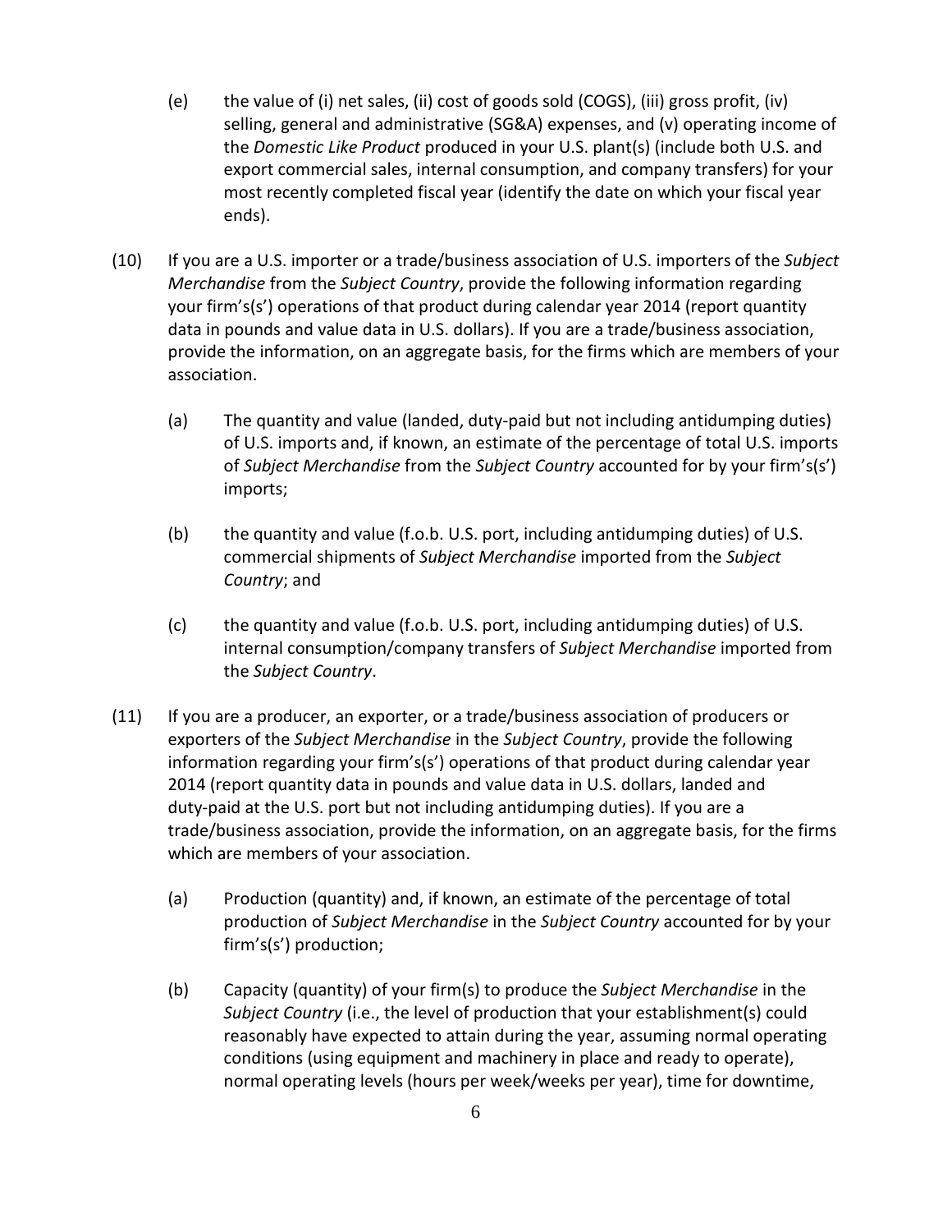(e) the value of (i) net sales, (ii) cost of goods sold (COGS), (iii) gross profit, (iv) selling, general and administrative (SG&A) expenses, and (v) operating income of the *Domestic Like Product* produced in your U.S. plant(s) (include both U.S. and export commercial sales, internal consumption, and company transfers) for your most recently completed fiscal year (identify the date on which your fiscal year ends).

(10) If you are a U.S. importer or a trade/business association of U.S. importers of the *Subject Merchandise* from the *Subject Country*, provide the following information regarding your firm's(s') operations of that product during calendar year 2014 (report quantity data in pounds and value data in U.S. dollars). If you are a trade/business association, provide the information, on an aggregate basis, for the firms which are members of your association.

(a) The quantity and value (landed, duty-paid but not including antidumping duties) of U.S. imports and, if known, an estimate of the percentage of total U.S. imports of *Subject Merchandise* from the *Subject Country* accounted for by your firm's(s') imports;

(b) the quantity and value (f.o.b. U.S. port, including antidumping duties) of U.S. commercial shipments of *Subject Merchandise* imported from the *Subject Country*; and

(c) the quantity and value (f.o.b. U.S. port, including antidumping duties) of U.S. internal consumption/company transfers of *Subject Merchandise* imported from the *Subject Country*.

(11) If you are a producer, an exporter, or a trade/business association of producers or exporters of the *Subject Merchandise* in the *Subject Country*, provide the following information regarding your firm's(s') operations of that product during calendar year 2014 (report quantity data in pounds and value data in U.S. dollars, landed and duty-paid at the U.S. port but not including antidumping duties). If you are a trade/business association, provide the information, on an aggregate basis, for the firms which are members of your association.

(a) Production (quantity) and, if known, an estimate of the percentage of total production of *Subject Merchandise* in the *Subject Country* accounted for by your firm's(s') production;

(b) Capacity (quantity) of your firm(s) to produce the *Subject Merchandise* in the *Subject Country* (i.e., the level of production that your establishment(s) could reasonably have expected to attain during the year, assuming normal operating conditions (using equipment and machinery in place and ready to operate), normal operating levels (hours per week/weeks per year), time for downtime,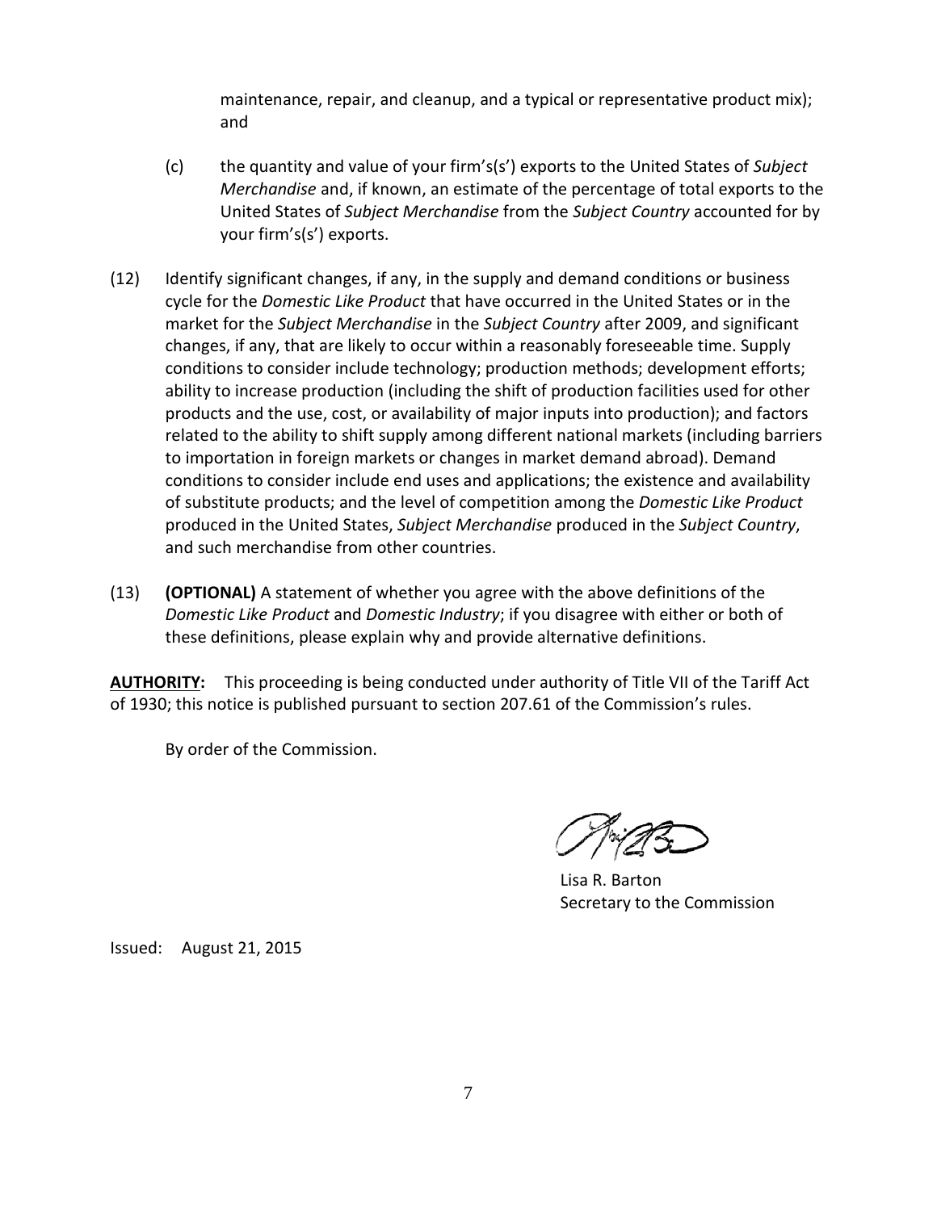maintenance, repair, and cleanup, and a typical or representative product mix); and

(c) the quantity and value of your firm's(s') exports to the United States of *Subject Merchandise* and, if known, an estimate of the percentage of total exports to the United States of *Subject Merchandise* from the *Subject Country* accounted for by your firm's(s') exports.

(12) Identify significant changes, if any, in the supply and demand conditions or business cycle for the *Domestic Like Product* that have occurred in the United States or in the market for the *Subject Merchandise* in the *Subject Country* after 2009, and significant changes, if any, that are likely to occur within a reasonably foreseeable time. Supply conditions to consider include technology; production methods; development efforts; ability to increase production (including the shift of production facilities used for other products and the use, cost, or availability of major inputs into production); and factors related to the ability to shift supply among different national markets (including barriers to importation in foreign markets or changes in market demand abroad). Demand conditions to consider include end uses and applications; the existence and availability of substitute products; and the level of competition among the *Domestic Like Product* produced in the United States, *Subject Merchandise* produced in the *Subject Country*, and such merchandise from other countries.

(13) **(OPTIONAL)** A statement of whether you agree with the above definitions of the *Domestic Like Product* and *Domestic Industry*; if you disagree with either or both of these definitions, please explain why and provide alternative definitions.

**AUTHORITY:** This proceeding is being conducted under authority of Title VII of the Tariff Act of 1930; this notice is published pursuant to section 207.61 of the Commission's rules.

By order of the Commission.

Lisa R. Barton
Secretary to the Commission

Issued: August 21, 2015